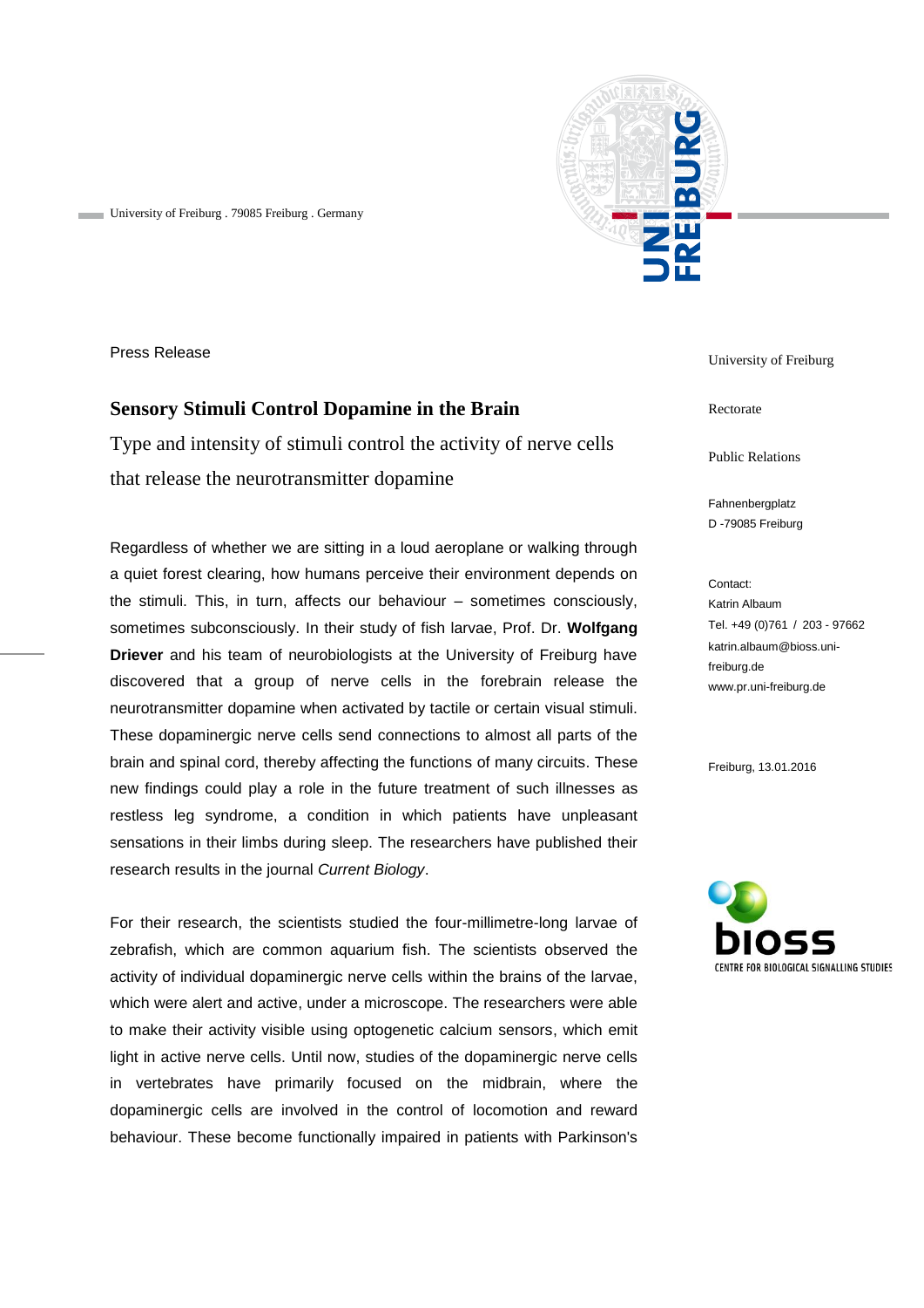University of Freiburg . 79085 Freiburg . Germany

Press Release

# Sensory Stimuli Control Dopamine in the Brain

## Type and intensity of stimuli control the activity of nerve cells that release the neurotransmitter dopamine

Regardless of whether we are sitting in a loud aeroplane or walking through a quiet forest clearing, how humans perceive their environment depends on the stimuli. This, in turn, affects our behaviour – sometimes consciously, sometimes subconsciously. In their study of fish larvae, Prof. Dr. **Wolfgang Driever** and his team of neurobiologists at the University of Freiburg have discovered that a group of nerve cells in the forebrain release the neurotransmitter dopamine when activated by tactile or certain visual stimuli. These dopaminergic nerve cells send connections to almost all parts of the brain and spinal cord, thereby affecting the functions of many circuits. These new findings could play a role in the future treatment of such illnesses as restless leg syndrome, a condition in which patients have unpleasant sensations in their limbs during sleep. The researchers have published their research results in the journal *Current Biology*.

For their research, the scientists studied the four-millimetre-long larvae of zebrafish, which are common aquarium fish. The scientists observed the activity of individual dopaminergic nerve cells within the brains of the larvae, which were alert and active, under a microscope. The researchers were able to make their activity visible using optogenetic calcium sensors, which emit light in active nerve cells. Until now, studies of the dopaminergic nerve cells in vertebrates have primarily focused on the midbrain, where the dopaminergic cells are involved in the control of locomotion and reward behaviour. These become functionally impaired in patients with Parkinson's

University of Freiburg

Rectorate

Public Relations

Fahnenbergplatz
D -79085 Freiburg

Contact:
Katrin Albaum
Tel. +49 (0)761 / 203 - 97662
katrin.albaum@bioss.uni-freiburg.de
www.pr.uni-freiburg.de

Freiburg, 13.01.2016

bioss
CENTRE FOR BIOLOGICAL SIGNALLING STUDIES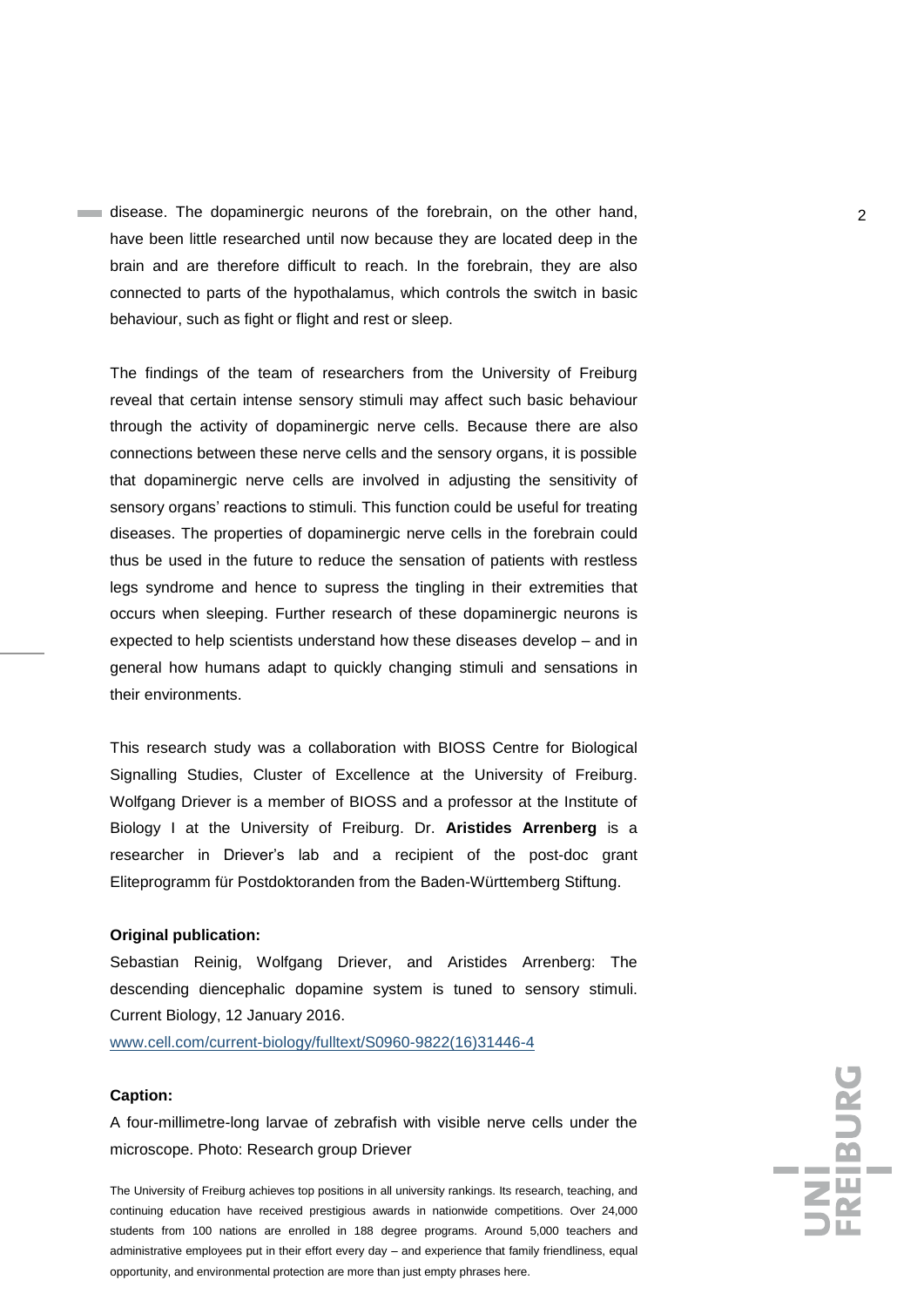disease. The dopaminergic neurons of the forebrain, on the other hand, have been little researched until now because they are located deep in the brain and are therefore difficult to reach. In the forebrain, they are also connected to parts of the hypothalamus, which controls the switch in basic behaviour, such as fight or flight and rest or sleep.

The findings of the team of researchers from the University of Freiburg reveal that certain intense sensory stimuli may affect such basic behaviour through the activity of dopaminergic nerve cells. Because there are also connections between these nerve cells and the sensory organs, it is possible that dopaminergic nerve cells are involved in adjusting the sensitivity of sensory organs' reactions to stimuli. This function could be useful for treating diseases. The properties of dopaminergic nerve cells in the forebrain could thus be used in the future to reduce the sensation of patients with restless legs syndrome and hence to supress the tingling in their extremities that occurs when sleeping. Further research of these dopaminergic neurons is expected to help scientists understand how these diseases develop – and in general how humans adapt to quickly changing stimuli and sensations in their environments.

This research study was a collaboration with BIOSS Centre for Biological Signalling Studies, Cluster of Excellence at the University of Freiburg. Wolfgang Driever is a member of BIOSS and a professor at the Institute of Biology I at the University of Freiburg. Dr. **Aristides Arrenberg** is a researcher in Driever's lab and a recipient of the post-doc grant Eliteprogramm für Postdoktoranden from the Baden-Württemberg Stiftung.

**Original publication:**

Sebastian Reinig, Wolfgang Driever, and Aristides Arrenberg: The descending diencephalic dopamine system is tuned to sensory stimuli. Current Biology, 12 January 2016.

www.cell.com/current-biology/fulltext/S0960-9822(16)31446-4

**Caption:**

A four-millimetre-long larvae of zebrafish with visible nerve cells under the microscope. Photo: Research group Driever

The University of Freiburg achieves top positions in all university rankings. Its research, teaching, and continuing education have received prestigious awards in nationwide competitions. Over 24,000 students from 100 nations are enrolled in 188 degree programs. Around 5,000 teachers and administrative employees put in their effort every day – and experience that family friendliness, equal opportunity, and environmental protection are more than just empty phrases here.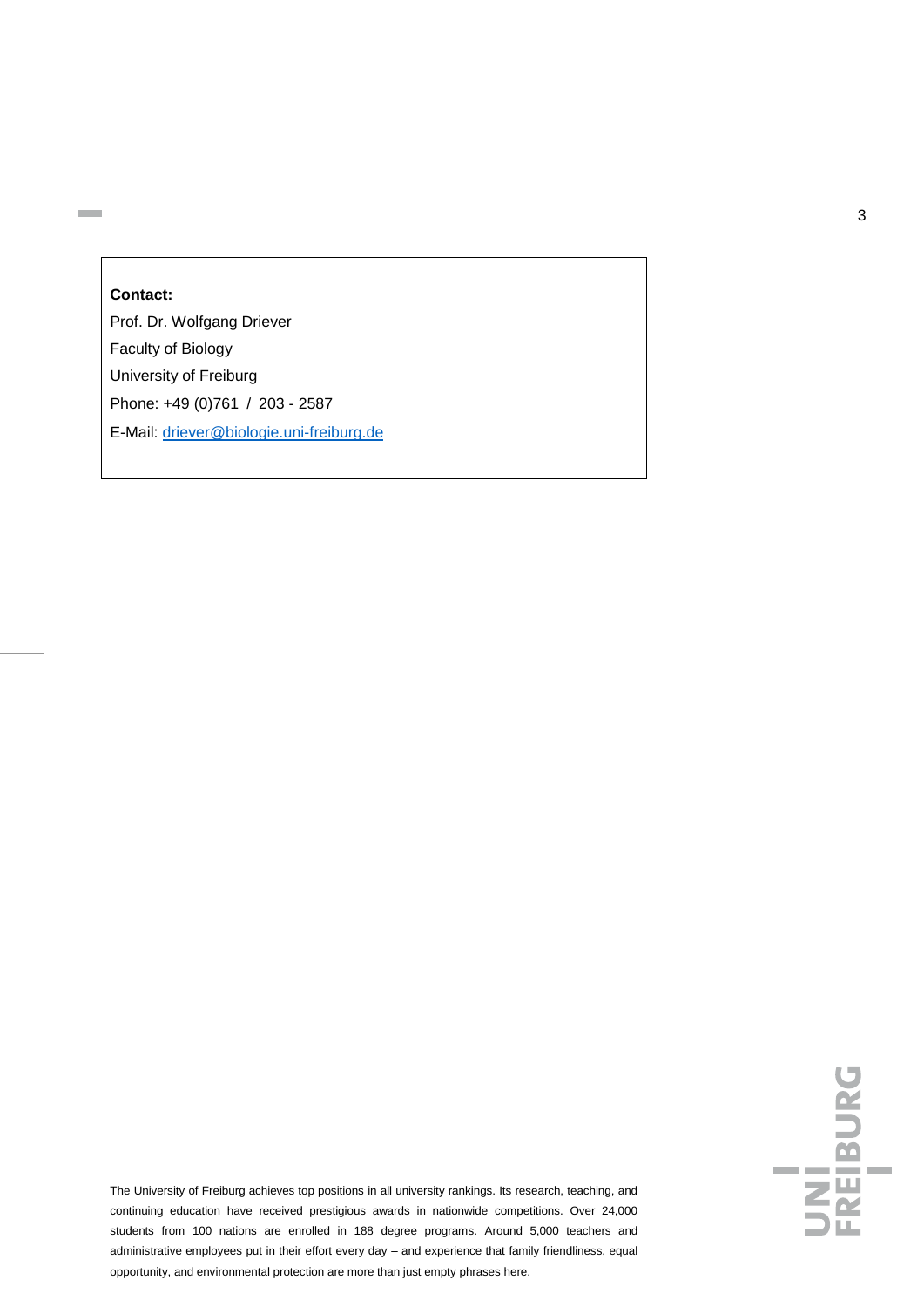**Contact:**

Prof. Dr. Wolfgang Driever

Faculty of Biology

University of Freiburg

Phone: +49 (0)761 / 203 - 2587

E-Mail: driever@biologie.uni-freiburg.de

The University of Freiburg achieves top positions in all university rankings. Its research, teaching, and continuing education have received prestigious awards in nationwide competitions. Over 24,000 students from 100 nations are enrolled in 188 degree programs. Around 5,000 teachers and administrative employees put in their effort every day – and experience that family friendliness, equal opportunity, and environmental protection are more than just empty phrases here.